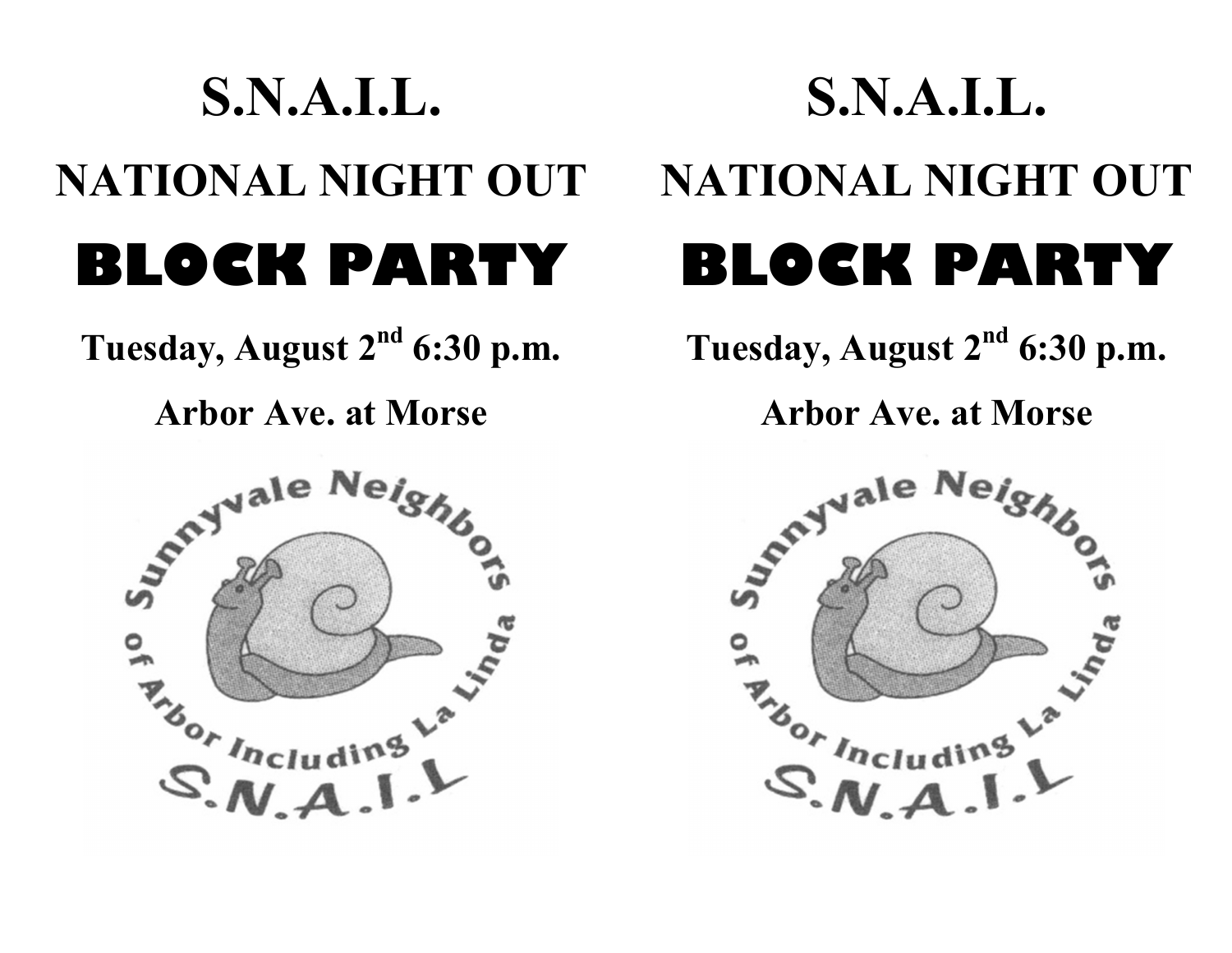# S.N.A.I.L.

## NATIONAL NIGHT OUT

# BLOCK PARTY

**Tuesday, August 2nd 6:30 p.m.**

**Arbor Ave. at Morse**

Sunnyvale Neighbors of Arbor Including La Linda

S.N.A.I.L

# S.N.A.I.L.

## NATIONAL NIGHT OUT

# BLOCK PARTY

**Tuesday, August 2nd 6:30 p.m.**

**Arbor Ave. at Morse**

Sunnyvale Neighbors of Arbor Including La Linda

S.N.A.I.L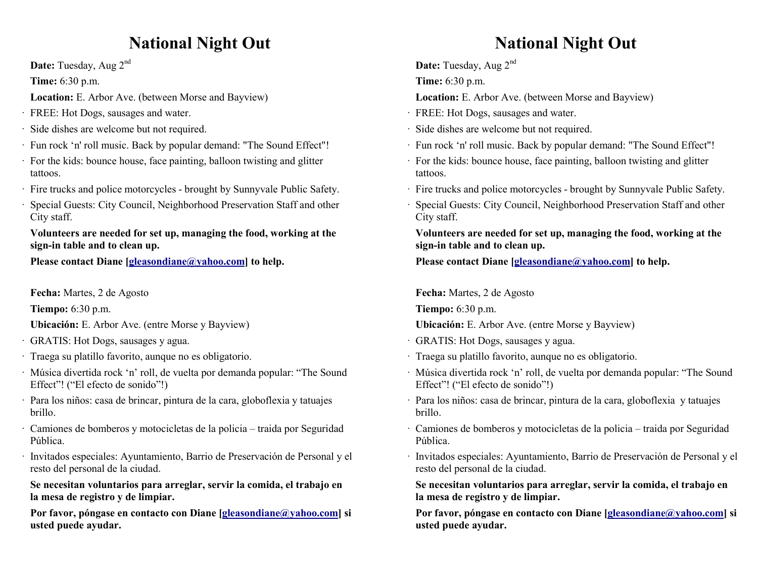# National Night Out

**Date:** Tuesday, Aug 2nd

**Time:** 6:30 p.m.

**Location:** E. Arbor Ave. (between Morse and Bayview)

- FREE: Hot Dogs, sausages and water.
- Side dishes are welcome but not required.
- Fun rock 'n' roll music. Back by popular demand: "The Sound Effect"!
- For the kids: bounce house, face painting, balloon twisting and glitter tattoos.
- Fire trucks and police motorcycles - brought by Sunnyvale Public Safety.
- Special Guests: City Council, Neighborhood Preservation Staff and other City staff.

**Volunteers are needed for set up, managing the food, working at the sign-in table and to clean up.**

**Please contact Diane [gleasondiane@yahoo.com] to help.**

**Fecha:** Martes, 2 de Agosto

**Tiempo:** 6:30 p.m.

**Ubicación:** E. Arbor Ave. (entre Morse y Bayview)

- GRATIS: Hot Dogs, sausages y agua.
- Traega su platillo favorito, aunque no es obligatorio.
- Música divertida rock 'n' roll, de vuelta por demanda popular: "The Sound Effect"! ("El efecto de sonido"!)
- Para los niños: casa de brincar, pintura de la cara, globoflexia y tatuajes brillo.
- Camiones de bomberos y motocicletas de la policia – traida por Seguridad Pública.
- Invitados especiales: Ayuntamiento, Barrio de Preservación de Personal y el resto del personal de la ciudad.

**Se necesitan voluntarios para arreglar, servir la comida, el trabajo en la mesa de registro y de limpiar.**

**Por favor, póngase en contacto con Diane [gleasondiane@yahoo.com] si usted puede ayudar.**

# National Night Out

**Date:** Tuesday, Aug 2nd

**Time:** 6:30 p.m.

**Location:** E. Arbor Ave. (between Morse and Bayview)

- FREE: Hot Dogs, sausages and water.
- Side dishes are welcome but not required.
- Fun rock 'n' roll music. Back by popular demand: "The Sound Effect"!
- For the kids: bounce house, face painting, balloon twisting and glitter tattoos.
- Fire trucks and police motorcycles - brought by Sunnyvale Public Safety.
- Special Guests: City Council, Neighborhood Preservation Staff and other City staff.

**Volunteers are needed for set up, managing the food, working at the sign-in table and to clean up.**

**Please contact Diane [gleasondiane@yahoo.com] to help.**

**Fecha:** Martes, 2 de Agosto

**Tiempo:** 6:30 p.m.

**Ubicación:** E. Arbor Ave. (entre Morse y Bayview)

- GRATIS: Hot Dogs, sausages y agua.
- Traega su platillo favorito, aunque no es obligatorio.
- Música divertida rock 'n' roll, de vuelta por demanda popular: "The Sound Effect"! ("El efecto de sonido"!)
- Para los niños: casa de brincar, pintura de la cara, globoflexia y tatuajes brillo.
- Camiones de bomberos y motocicletas de la policia – traida por Seguridad Pública.
- Invitados especiales: Ayuntamiento, Barrio de Preservación de Personal y el resto del personal de la ciudad.

**Se necesitan voluntarios para arreglar, servir la comida, el trabajo en la mesa de registro y de limpiar.**

**Por favor, póngase en contacto con Diane [gleasondiane@yahoo.com] si usted puede ayudar.**